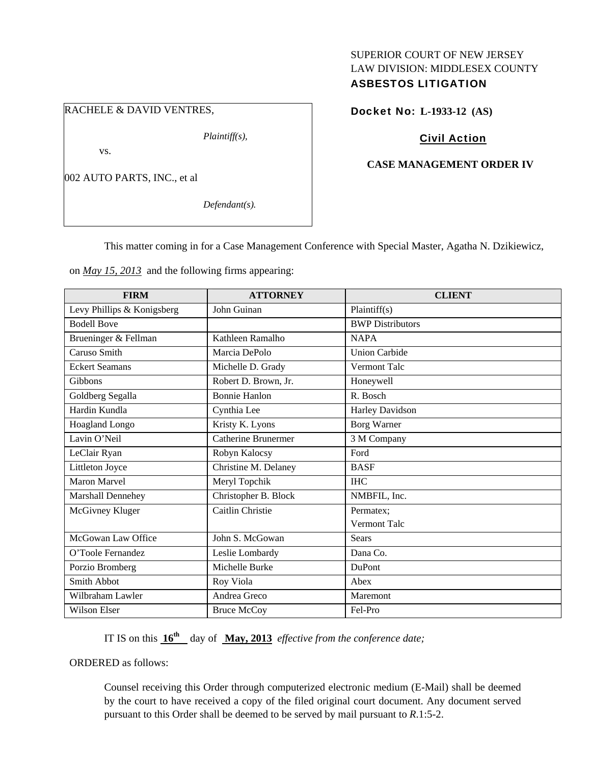SUPERIOR COURT OF NEW JERSEY
LAW DIVISION: MIDDLESEX COUNTY
**ASBESTOS LITIGATION**

RACHELE & DAVID VENTRES,

*Plaintiff(s),*

vs.

002 AUTO PARTS, INC., et al

*Defendant(s).*

**Docket No: L-1933-12 (AS)**

**Civil Action**

**CASE MANAGEMENT ORDER IV**

This matter coming in for a Case Management Conference with Special Master, Agatha N. Dzikiewicz, on *May 15, 2013* and the following firms appearing:

| FIRM | ATTORNEY | CLIENT |
|---|---|---|
| Levy Phillips & Konigsberg | John Guinan | Plaintiff(s) |
| Bodell Bove | | BWP Distributors |
| Brueninger & Fellman | Kathleen Ramalho | NAPA |
| Caruso Smith | Marcia DePolo | Union Carbide |
| Eckert Seamans | Michelle D. Grady | Vermont Talc |
| Gibbons | Robert D. Brown, Jr. | Honeywell |
| Goldberg Segalla | Bonnie Hanlon | R. Bosch |
| Hardin Kundla | Cynthia Lee | Harley Davidson |
| Hoagland Longo | Kristy K. Lyons | Borg Warner |
| Lavin O'Neil | Catherine Brunermer | 3 M Company |
| LeClair Ryan | Robyn Kalocsy | Ford |
| Littleton Joyce | Christine M. Delaney | BASF |
| Maron Marvel | Meryl Topchik | IHC |
| Marshall Dennehey | Christopher B. Block | NMBFIL, Inc. |
| McGivney Kluger | Caitlin Christie | Permatex; Vermont Talc |
| McGowan Law Office | John S. McGowan | Sears |
| O'Toole Fernandez | Leslie Lombardy | Dana Co. |
| Porzio Bromberg | Michelle Burke | DuPont |
| Smith Abbot | Roy Viola | Abex |
| Wilbraham Lawler | Andrea Greco | Maremont |
| Wilson Elser | Bruce McCoy | Fel-Pro |

IT IS on this **16th** day of **May, 2013** *effective from the conference date;*

ORDERED as follows:

Counsel receiving this Order through computerized electronic medium (E-Mail) shall be deemed by the court to have received a copy of the filed original court document. Any document served pursuant to this Order shall be deemed to be served by mail pursuant to *R*.1:5-2.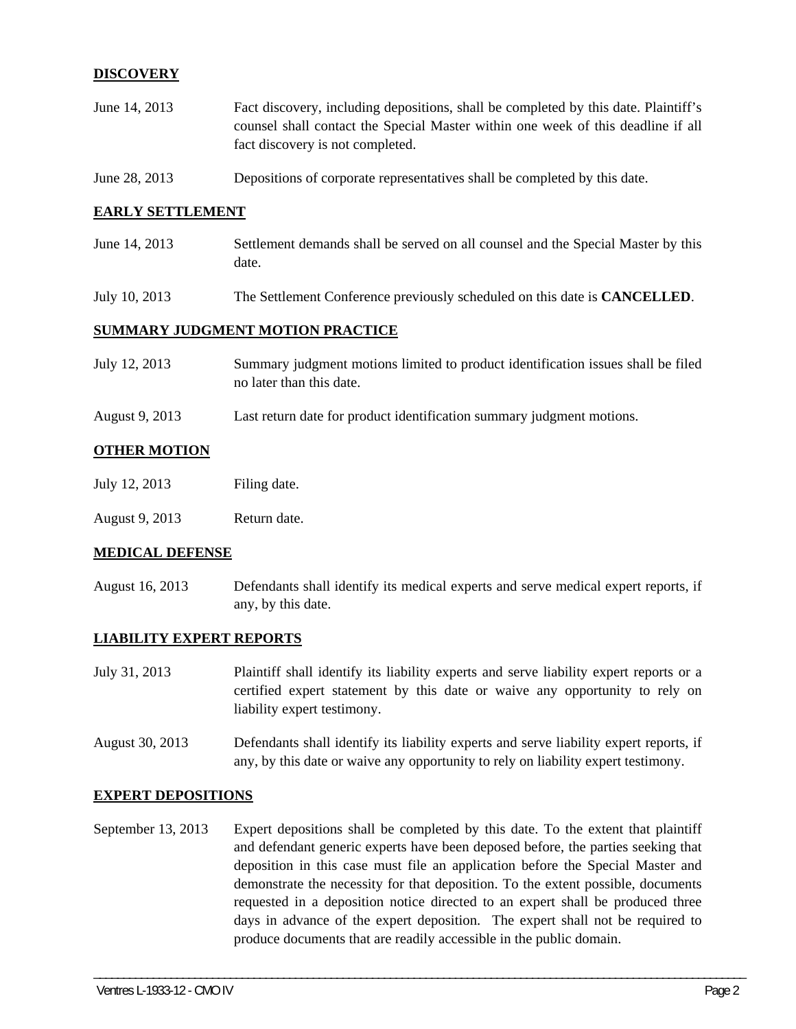## DISCOVERY

| | |
|---|---|
| June 14, 2013 | Fact discovery, including depositions, shall be completed by this date. Plaintiff's counsel shall contact the Special Master within one week of this deadline if all fact discovery is not completed. |
| June 28, 2013 | Depositions of corporate representatives shall be completed by this date. |

## EARLY SETTLEMENT

| | |
|---|---|
| June 14, 2013 | Settlement demands shall be served on all counsel and the Special Master by this date. |
| July 10, 2013 | The Settlement Conference previously scheduled on this date is **CANCELLED**. |

## SUMMARY JUDGMENT MOTION PRACTICE

| | |
|---|---|
| July 12, 2013 | Summary judgment motions limited to product identification issues shall be filed no later than this date. |
| August 9, 2013 | Last return date for product identification summary judgment motions. |

## OTHER MOTION

| | |
|---|---|
| July 12, 2013 | Filing date. |
| August 9, 2013 | Return date. |

## MEDICAL DEFENSE

| | |
|---|---|
| August 16, 2013 | Defendants shall identify its medical experts and serve medical expert reports, if any, by this date. |

## LIABILITY EXPERT REPORTS

| | |
|---|---|
| July 31, 2013 | Plaintiff shall identify its liability experts and serve liability expert reports or a certified expert statement by this date or waive any opportunity to rely on liability expert testimony. |
| August 30, 2013 | Defendants shall identify its liability experts and serve liability expert reports, if any, by this date or waive any opportunity to rely on liability expert testimony. |

## EXPERT DEPOSITIONS

| | |
|---|---|
| September 13, 2013 | Expert depositions shall be completed by this date. To the extent that plaintiff and defendant generic experts have been deposed before, the parties seeking that deposition in this case must file an application before the Special Master and demonstrate the necessity for that deposition. To the extent possible, documents requested in a deposition notice directed to an expert shall be produced three days in advance of the expert deposition. The expert shall not be required to produce documents that are readily accessible in the public domain. |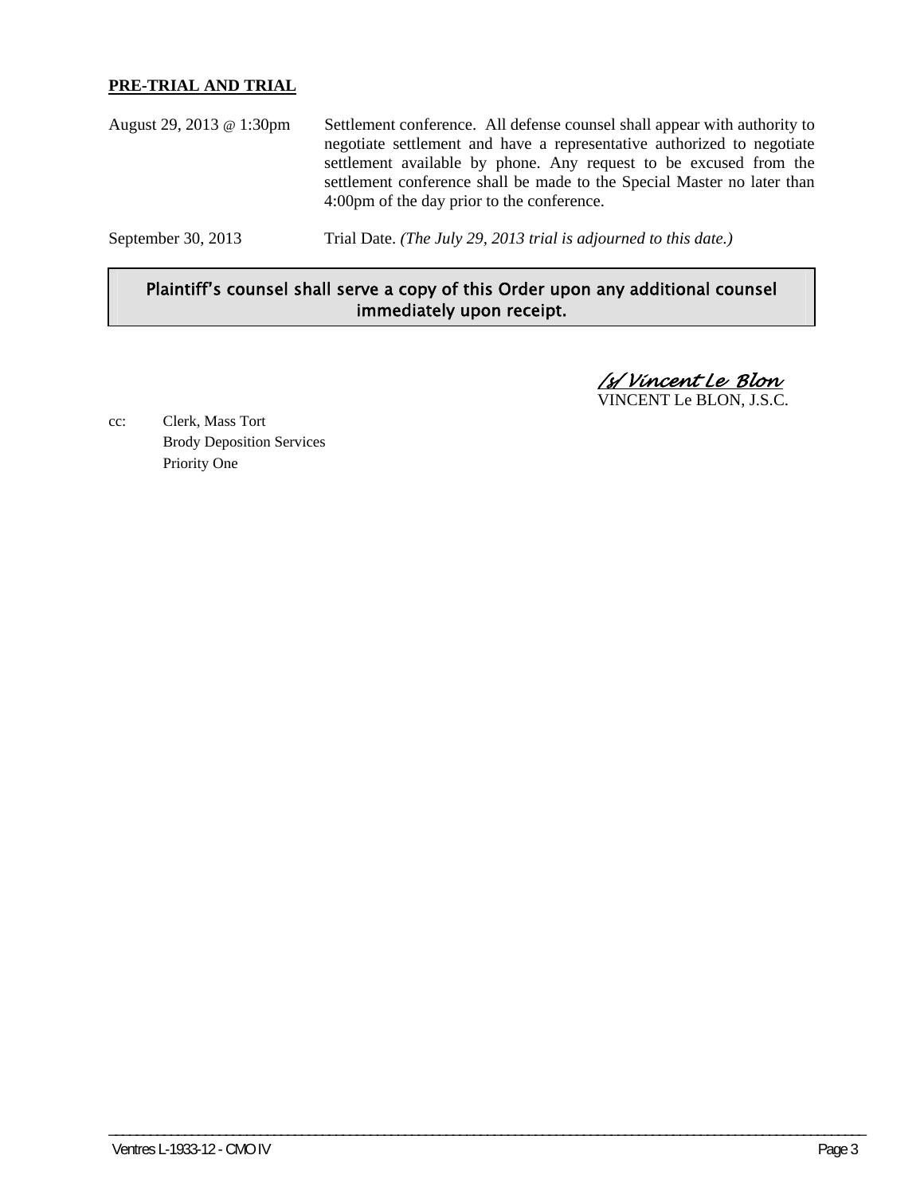**PRE-TRIAL AND TRIAL**

| | |
|---|---|
| August 29, 2013 @ 1:30pm | Settlement conference. All defense counsel shall appear with authority to negotiate settlement and have a representative authorized to negotiate settlement available by phone. Any request to be excused from the settlement conference shall be made to the Special Master no later than 4:00pm of the day prior to the conference. |
| September 30, 2013 | Trial Date. *(The July 29, 2013 trial is adjourned to this date.)* |

**Plaintiff's counsel shall serve a copy of this Order upon any additional counsel immediately upon receipt.**

*/s/ Vincent Le Blon*
VINCENT Le BLON, J.S.C.

cc: Clerk, Mass Tort
Brody Deposition Services
Priority One